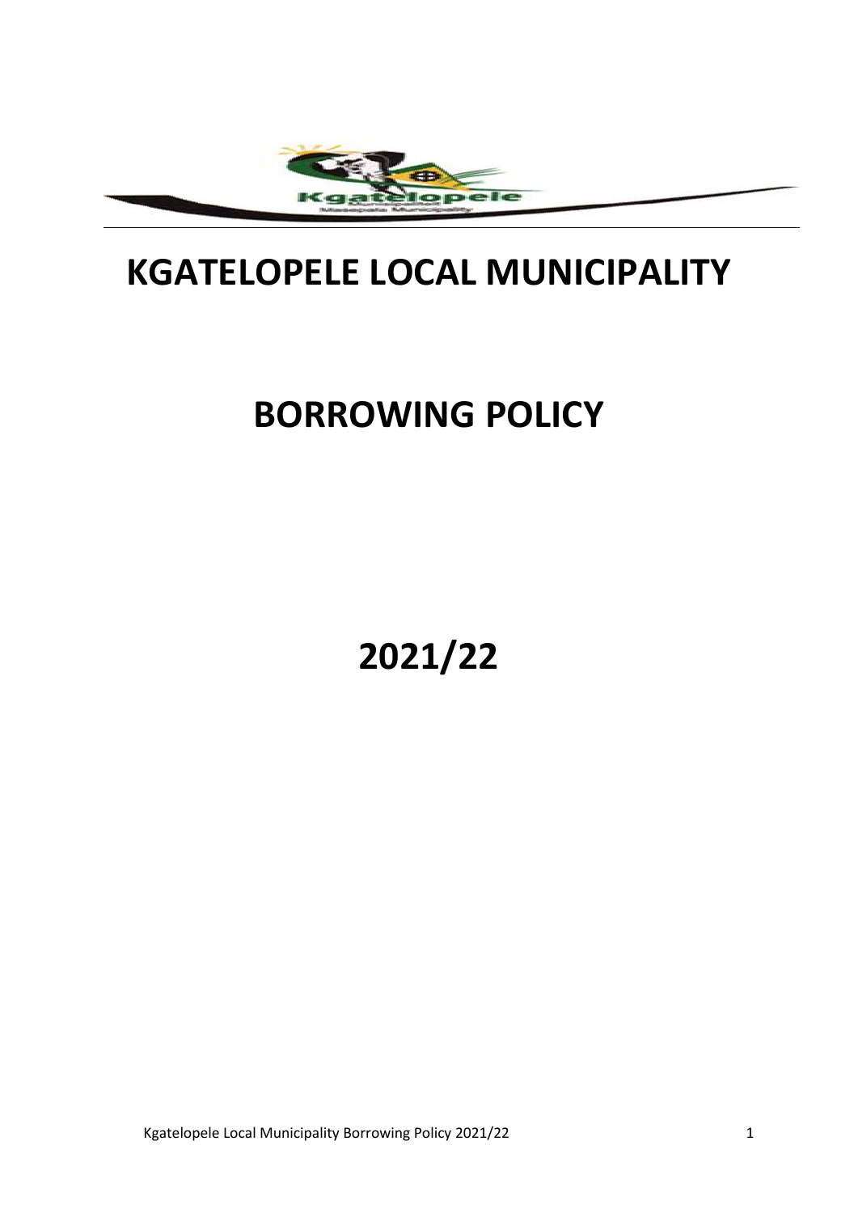# KGATELOPELE LOCAL MUNICIPALITY

# BORROWING POLICY

# 2021/22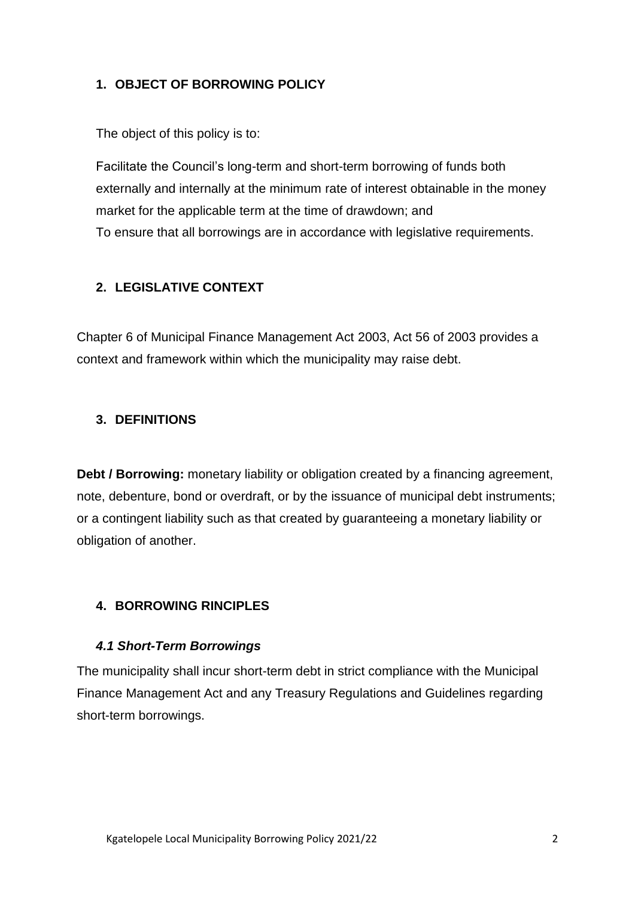## 1. OBJECT OF BORROWING POLICY

The object of this policy is to:

Facilitate the Council's long-term and short-term borrowing of funds both externally and internally at the minimum rate of interest obtainable in the money market for the applicable term at the time of drawdown; and
To ensure that all borrowings are in accordance with legislative requirements.

## 2. LEGISLATIVE CONTEXT

Chapter 6 of Municipal Finance Management Act 2003, Act 56 of 2003 provides a context and framework within which the municipality may raise debt.

## 3. DEFINITIONS

**Debt / Borrowing:** monetary liability or obligation created by a financing agreement, note, debenture, bond or overdraft, or by the issuance of municipal debt instruments; or a contingent liability such as that created by guaranteeing a monetary liability or obligation of another.

## 4. BORROWING RINCIPLES

### *4.1 Short-Term Borrowings*

The municipality shall incur short-term debt in strict compliance with the Municipal Finance Management Act and any Treasury Regulations and Guidelines regarding short-term borrowings.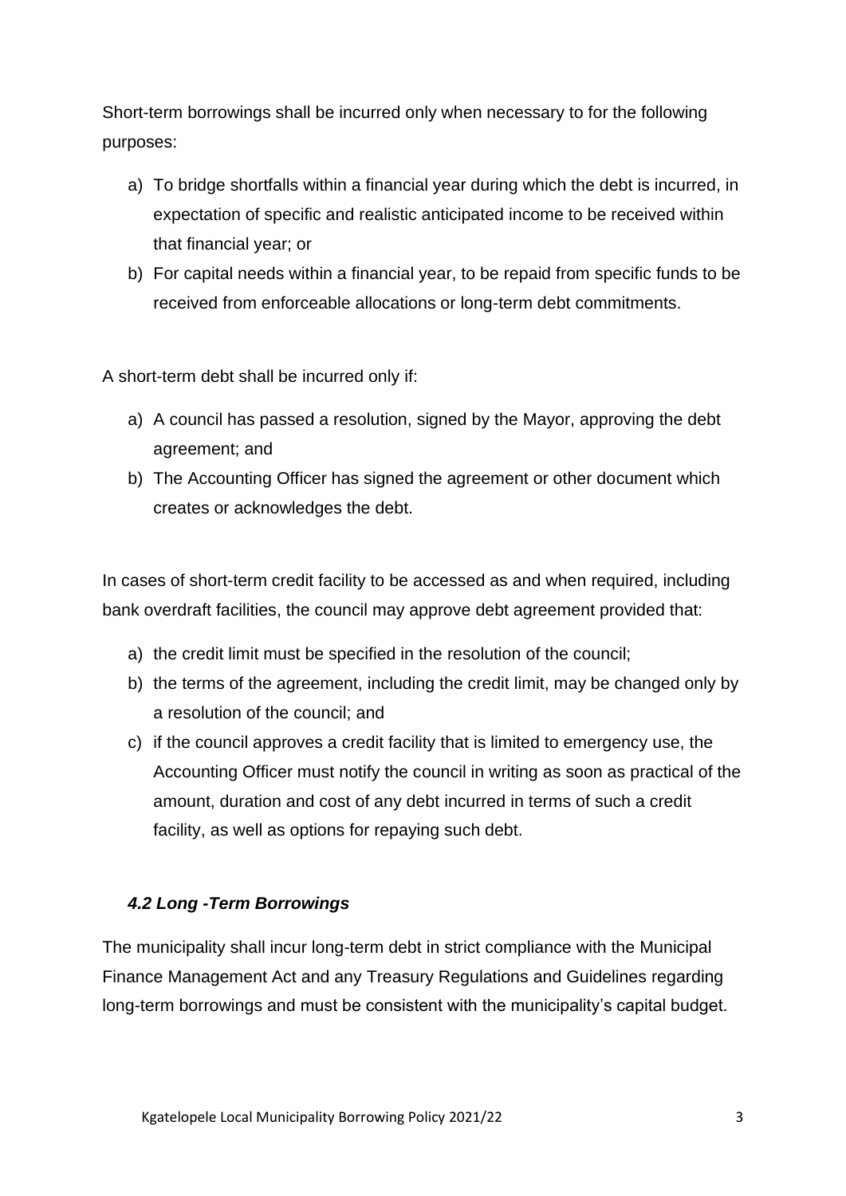Short-term borrowings shall be incurred only when necessary to for the following purposes:

a) To bridge shortfalls within a financial year during which the debt is incurred, in expectation of specific and realistic anticipated income to be received within that financial year; or
b) For capital needs within a financial year, to be repaid from specific funds to be received from enforceable allocations or long-term debt commitments.

A short-term debt shall be incurred only if:

a) A council has passed a resolution, signed by the Mayor, approving the debt agreement; and
b) The Accounting Officer has signed the agreement or other document which creates or acknowledges the debt.

In cases of short-term credit facility to be accessed as and when required, including bank overdraft facilities, the council may approve debt agreement provided that:

a) the credit limit must be specified in the resolution of the council;
b) the terms of the agreement, including the credit limit, may be changed only by a resolution of the council; and
c) if the council approves a credit facility that is limited to emergency use, the Accounting Officer must notify the council in writing as soon as practical of the amount, duration and cost of any debt incurred in terms of such a credit facility, as well as options for repaying such debt.

### *4.2 Long -Term Borrowings*

The municipality shall incur long-term debt in strict compliance with the Municipal Finance Management Act and any Treasury Regulations and Guidelines regarding long-term borrowings and must be consistent with the municipality's capital budget.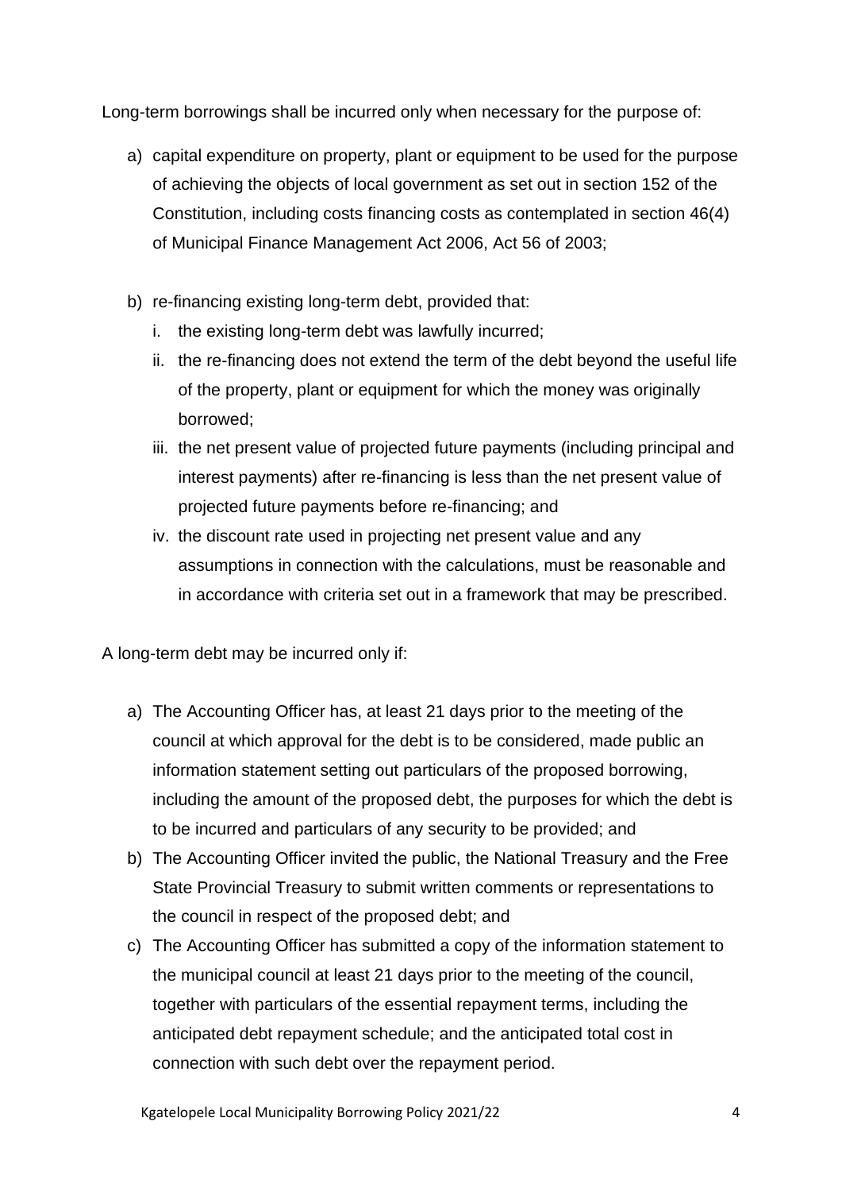Long-term borrowings shall be incurred only when necessary for the purpose of:

a) capital expenditure on property, plant or equipment to be used for the purpose of achieving the objects of local government as set out in section 152 of the Constitution, including costs financing costs as contemplated in section 46(4) of Municipal Finance Management Act 2006, Act 56 of 2003;

b) re-financing existing long-term debt, provided that:
   i. the existing long-term debt was lawfully incurred;
   ii. the re-financing does not extend the term of the debt beyond the useful life of the property, plant or equipment for which the money was originally borrowed;
   iii. the net present value of projected future payments (including principal and interest payments) after re-financing is less than the net present value of projected future payments before re-financing; and
   iv. the discount rate used in projecting net present value and any assumptions in connection with the calculations, must be reasonable and in accordance with criteria set out in a framework that may be prescribed.

A long-term debt may be incurred only if:

a) The Accounting Officer has, at least 21 days prior to the meeting of the council at which approval for the debt is to be considered, made public an information statement setting out particulars of the proposed borrowing, including the amount of the proposed debt, the purposes for which the debt is to be incurred and particulars of any security to be provided; and
b) The Accounting Officer invited the public, the National Treasury and the Free State Provincial Treasury to submit written comments or representations to the council in respect of the proposed debt; and
c) The Accounting Officer has submitted a copy of the information statement to the municipal council at least 21 days prior to the meeting of the council, together with particulars of the essential repayment terms, including the anticipated debt repayment schedule; and the anticipated total cost in connection with such debt over the repayment period.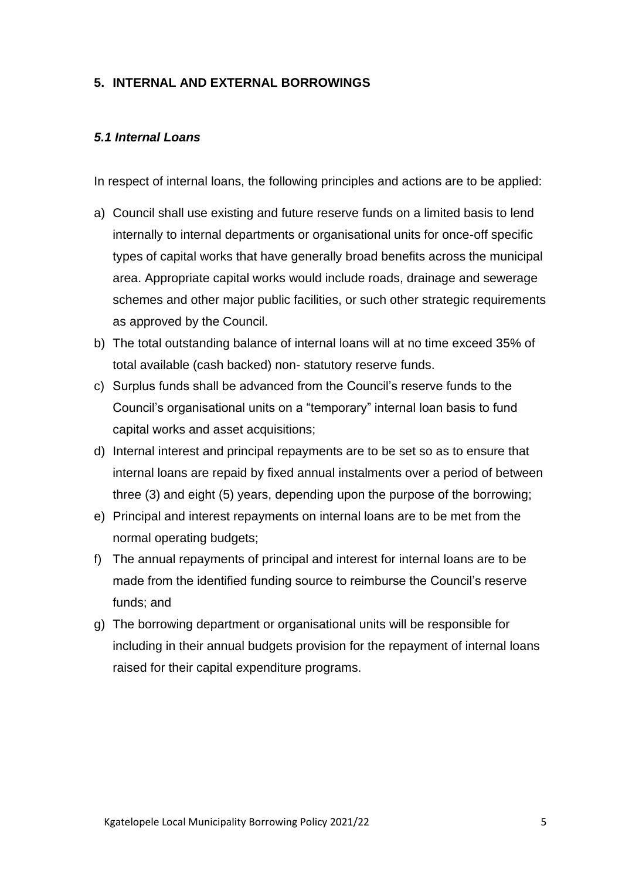## 5. INTERNAL AND EXTERNAL BORROWINGS

### *5.1 Internal Loans*

In respect of internal loans, the following principles and actions are to be applied:

a) Council shall use existing and future reserve funds on a limited basis to lend internally to internal departments or organisational units for once-off specific types of capital works that have generally broad benefits across the municipal area. Appropriate capital works would include roads, drainage and sewerage schemes and other major public facilities, or such other strategic requirements as approved by the Council.
b) The total outstanding balance of internal loans will at no time exceed 35% of total available (cash backed) non- statutory reserve funds.
c) Surplus funds shall be advanced from the Council's reserve funds to the Council's organisational units on a "temporary" internal loan basis to fund capital works and asset acquisitions;
d) Internal interest and principal repayments are to be set so as to ensure that internal loans are repaid by fixed annual instalments over a period of between three (3) and eight (5) years, depending upon the purpose of the borrowing;
e) Principal and interest repayments on internal loans are to be met from the normal operating budgets;
f) The annual repayments of principal and interest for internal loans are to be made from the identified funding source to reimburse the Council's reserve funds; and
g) The borrowing department or organisational units will be responsible for including in their annual budgets provision for the repayment of internal loans raised for their capital expenditure programs.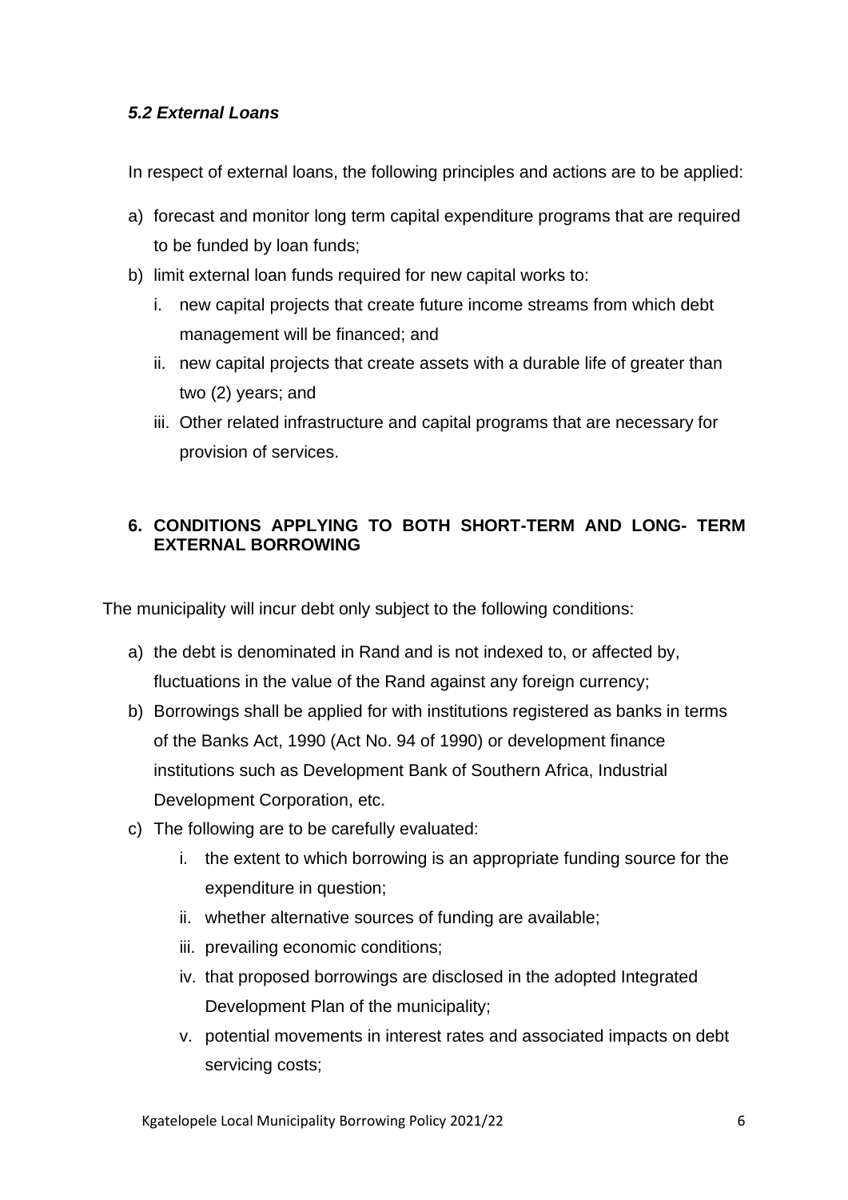### *5.2 External Loans*

In respect of external loans, the following principles and actions are to be applied:

a) forecast and monitor long term capital expenditure programs that are required to be funded by loan funds;
b) limit external loan funds required for new capital works to:
   i. new capital projects that create future income streams from which debt management will be financed; and
   ii. new capital projects that create assets with a durable life of greater than two (2) years; and
   iii. Other related infrastructure and capital programs that are necessary for provision of services.

## 6. CONDITIONS APPLYING TO BOTH SHORT-TERM AND LONG- TERM EXTERNAL BORROWING

The municipality will incur debt only subject to the following conditions:

a) the debt is denominated in Rand and is not indexed to, or affected by, fluctuations in the value of the Rand against any foreign currency;
b) Borrowings shall be applied for with institutions registered as banks in terms of the Banks Act, 1990 (Act No. 94 of 1990) or development finance institutions such as Development Bank of Southern Africa, Industrial Development Corporation, etc.
c) The following are to be carefully evaluated:
   i. the extent to which borrowing is an appropriate funding source for the expenditure in question;
   ii. whether alternative sources of funding are available;
   iii. prevailing economic conditions;
   iv. that proposed borrowings are disclosed in the adopted Integrated Development Plan of the municipality;
   v. potential movements in interest rates and associated impacts on debt servicing costs;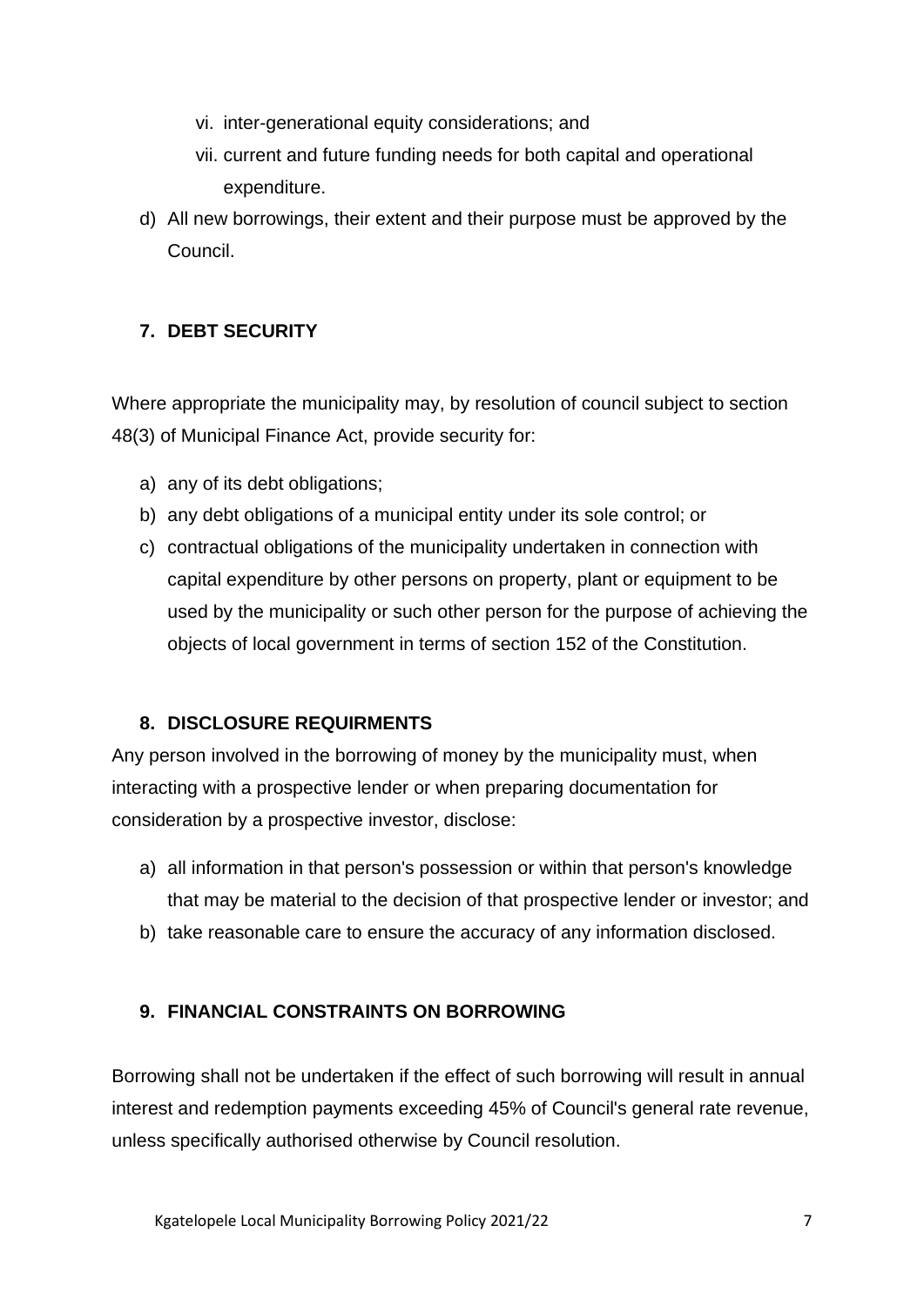vi. inter-generational equity considerations; and

vii. current and future funding needs for both capital and operational expenditure.

d) All new borrowings, their extent and their purpose must be approved by the Council.

## 7. DEBT SECURITY

Where appropriate the municipality may, by resolution of council subject to section 48(3) of Municipal Finance Act, provide security for:

a) any of its debt obligations;
b) any debt obligations of a municipal entity under its sole control; or
c) contractual obligations of the municipality undertaken in connection with capital expenditure by other persons on property, plant or equipment to be used by the municipality or such other person for the purpose of achieving the objects of local government in terms of section 152 of the Constitution.

## 8. DISCLOSURE REQUIRMENTS

Any person involved in the borrowing of money by the municipality must, when interacting with a prospective lender or when preparing documentation for consideration by a prospective investor, disclose:

a) all information in that person's possession or within that person's knowledge that may be material to the decision of that prospective lender or investor; and
b) take reasonable care to ensure the accuracy of any information disclosed.

## 9. FINANCIAL CONSTRAINTS ON BORROWING

Borrowing shall not be undertaken if the effect of such borrowing will result in annual interest and redemption payments exceeding 45% of Council's general rate revenue, unless specifically authorised otherwise by Council resolution.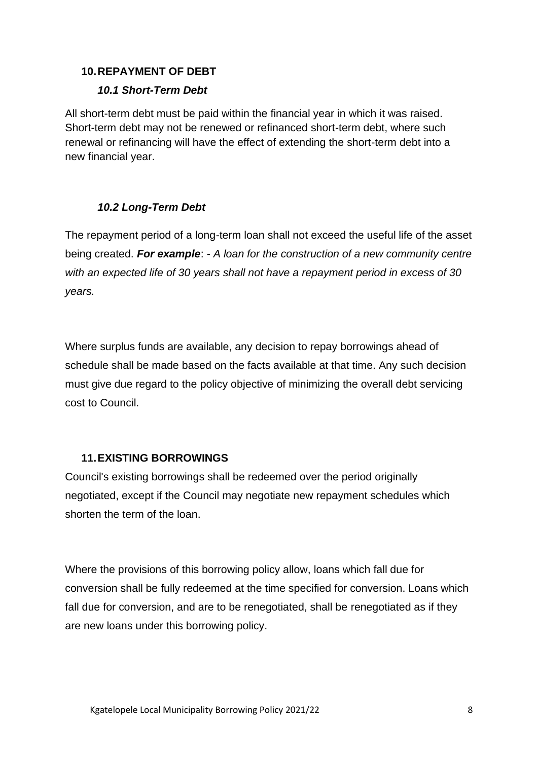## 10. REPAYMENT OF DEBT

### *10.1 Short-Term Debt*

All short-term debt must be paid within the financial year in which it was raised. Short-term debt may not be renewed or refinanced short-term debt, where such renewal or refinancing will have the effect of extending the short-term debt into a new financial year.

### *10.2 Long-Term Debt*

The repayment period of a long-term loan shall not exceed the useful life of the asset being created. ***For example***: - *A loan for the construction of a new community centre with an expected life of 30 years shall not have a repayment period in excess of 30 years.*

Where surplus funds are available, any decision to repay borrowings ahead of schedule shall be made based on the facts available at that time. Any such decision must give due regard to the policy objective of minimizing the overall debt servicing cost to Council.

## 11. EXISTING BORROWINGS

Council's existing borrowings shall be redeemed over the period originally negotiated, except if the Council may negotiate new repayment schedules which shorten the term of the loan.

Where the provisions of this borrowing policy allow, loans which fall due for conversion shall be fully redeemed at the time specified for conversion. Loans which fall due for conversion, and are to be renegotiated, shall be renegotiated as if they are new loans under this borrowing policy.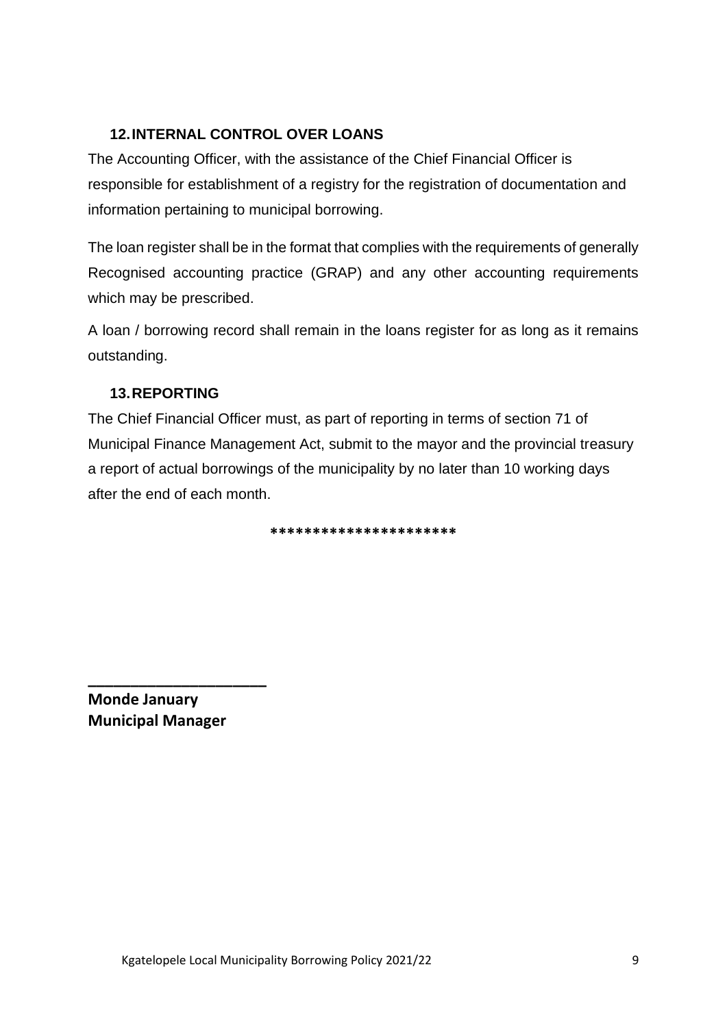## 12. INTERNAL CONTROL OVER LOANS

The Accounting Officer, with the assistance of the Chief Financial Officer is responsible for establishment of a registry for the registration of documentation and information pertaining to municipal borrowing.

The loan register shall be in the format that complies with the requirements of generally Recognised accounting practice (GRAP) and any other accounting requirements which may be prescribed.

A loan / borrowing record shall remain in the loans register for as long as it remains outstanding.

## 13. REPORTING

The Chief Financial Officer must, as part of reporting in terms of section 71 of Municipal Finance Management Act, submit to the mayor and the provincial treasury a report of actual borrowings of the municipality by no later than 10 working days after the end of each month.

*********************

____________________

**Monde January**
**Municipal Manager**